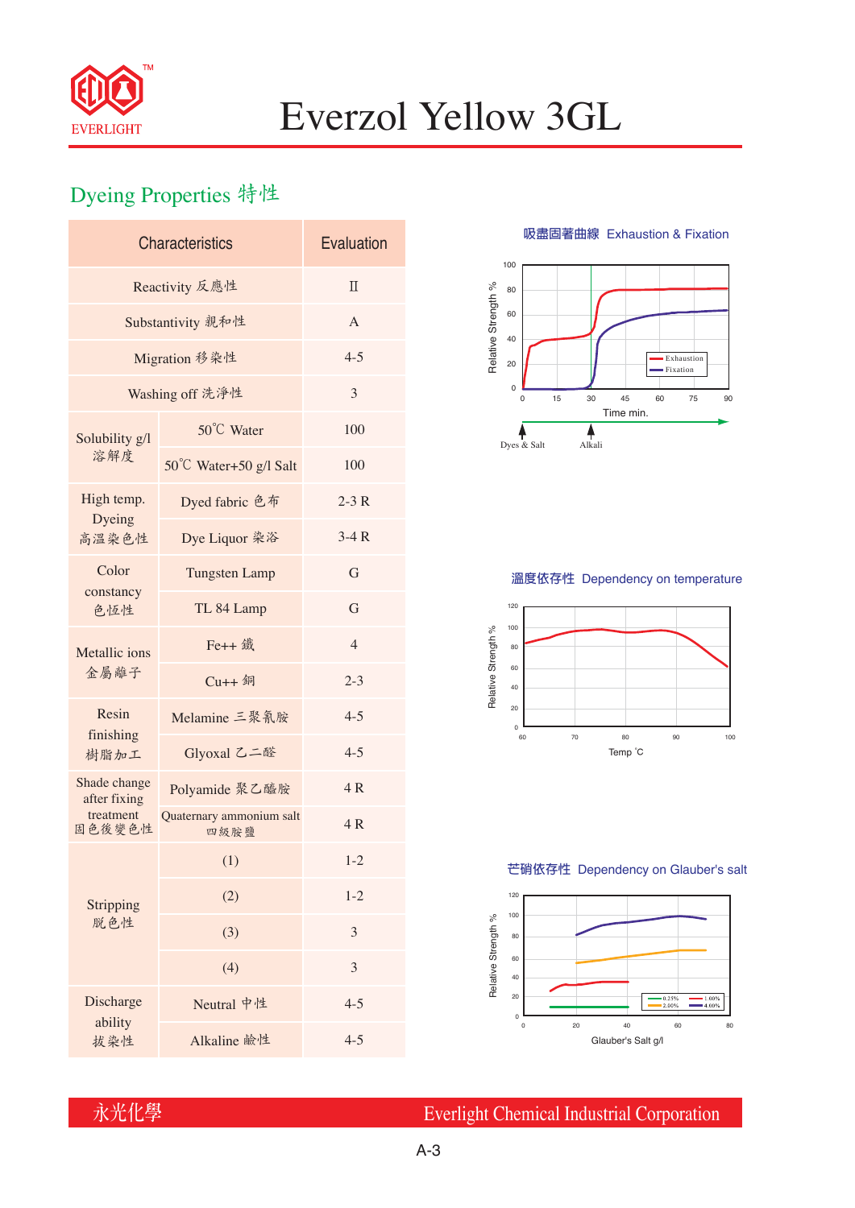# Everzol Yellow 3GL

## Dyeing Properties 特性

| Characteristics | | Evaluation |
|---|---|---|
| Reactivity 反應性 | | II |
| Substantivity 親和性 | | A |
| Migration 移染性 | | 4-5 |
| Washing off 洗淨性 | | 3 |
| Solubility g/l 溶解度 | 50℃ Water | 100 |
| | 50℃ Water+50 g/l Salt | 100 |
| High temp. Dyeing 高溫染色性 | Dyed fabric 色布 | 2-3 R |
| | Dye Liquor 染浴 | 3-4 R |
| Color constancy 色恆性 | Tungsten Lamp | G |
| | TL 84 Lamp | G |
| Metallic ions 金屬離子 | Fe++ 鐵 | 4 |
| | Cu++ 銅 | 2-3 |
| Resin finishing 樹脂加工 | Melamine 三聚氰胺 | 4-5 |
| | Glyoxal 乙二醛 | 4-5 |
| Shade change after fixing treatment 固色後變色性 | Polyamide 聚乙醯胺 | 4 R |
| | Quaternary ammonium salt 四級胺鹽 | 4 R |
| Stripping 脫色性 | (1) | 1-2 |
| | (2) | 1-2 |
| | (3) | 3 |
| | (4) | 3 |
| Discharge ability 拔染性 | Neutral 中性 | 4-5 |
| | Alkaline 鹼性 | 4-5 |

吸盡固著曲線 Exhaustion & Fixation

溫度依存性 Dependency on temperature

芒硝依存性 Dependency on Glauber's salt

永光化學 Everlight Chemical Industrial Corporation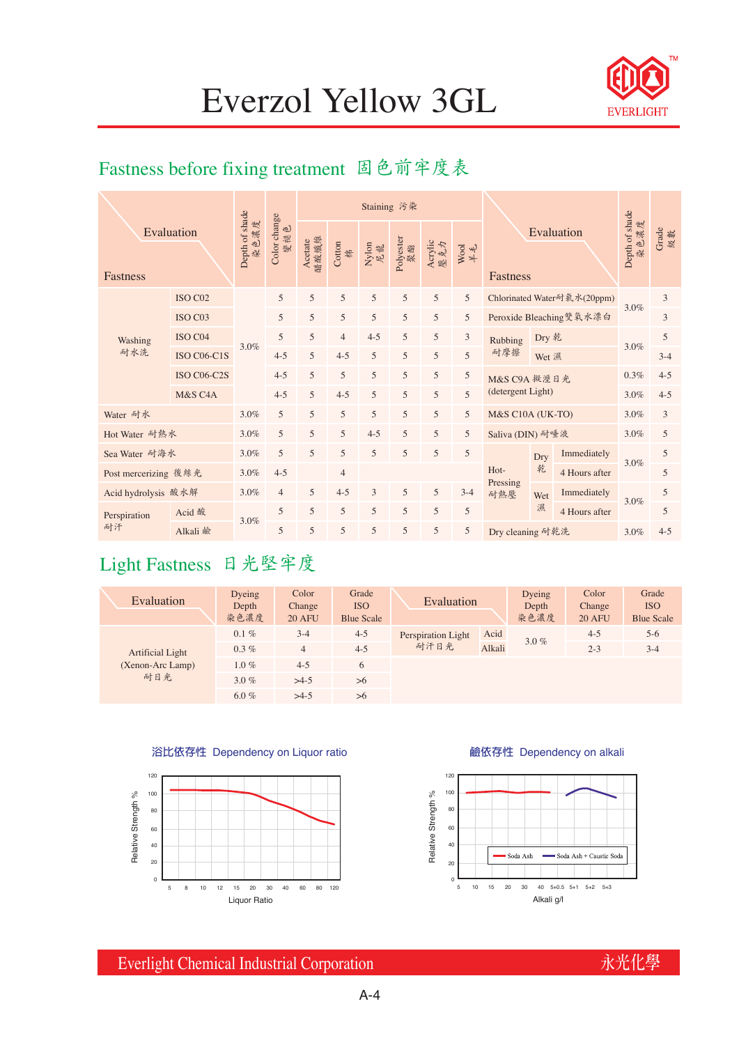# Everzol Yellow 3GL

EVERLIGHT

## Fastness before fixing treatment 固色前牢度表

| Fastness / Evaluation | | Depth of shade 染色濃度 | Color change 變褪色 | Staining 污染 Acetate 醋酸纖維 | Cotton 棉 | Nylon 尼龍 | Polyester 聚酯 | Acrylic 壓克力 | Wool 羊毛 |
|---|---|---|---|---|---|---|---|---|---|
| Washing 耐水洗 | ISO C02 | 3.0% | 5 | 5 | 5 | 5 | 5 | 5 | 5 |
| | ISO C03 | | 5 | 5 | 5 | 5 | 5 | 5 | 5 |
| | ISO C04 | | 5 | 5 | 4 | 4-5 | 5 | 5 | 3 |
| | ISO C06-C1S | | 4-5 | 5 | 4-5 | 5 | 5 | 5 | 5 |
| | ISO C06-C2S | | 4-5 | 5 | 5 | 5 | 5 | 5 | 5 |
| | M&S C4A | | 4-5 | 5 | 4-5 | 5 | 5 | 5 | 5 |
| Water 耐水 | | 3.0% | 5 | 5 | 5 | 5 | 5 | 5 | 5 |
| Hot Water 耐熱水 | | 3.0% | 5 | 5 | 5 | 4-5 | 5 | 5 | 5 |
| Sea Water 耐海水 | | 3.0% | 5 | 5 | 5 | 5 | 5 | 5 | 5 |
| Post mercerizing 後絲光 | | 3.0% | 4-5 | | 4 | | | | |
| Acid hydrolysis 酸水解 | | 3.0% | 4 | 5 | 4-5 | 3 | 5 | 5 | 3-4 |
| Perspiration 耐汗 | Acid 酸 | 3.0% | 5 | 5 | 5 | 5 | 5 | 5 | 5 |
| | Alkali 鹼 | | 5 | 5 | 5 | 5 | 5 | 5 | 5 |

| Fastness / Evaluation | | | Depth of shade 染色濃度 | Grade 級數 |
|---|---|---|---|---|
| Chlorinated Water 耐氯水(20ppm) | | | 3.0% | 3 |
| Peroxide Bleaching 雙氧水漂白 | | | | 3 |
| Rubbing 耐摩擦 | Dry 乾 | | 3.0% | 5 |
| | Wet 濕 | | | 3-4 |
| M&S C9A 擬潛日光 (detergent Light) | | | 0.3% | 4-5 |
| | | | 3.0% | 4-5 |
| M&S C10A (UK-TO) | | | 3.0% | 3 |
| Saliva (DIN) 耐唾液 | | | 3.0% | 5 |
| Hot-Pressing 耐熱壓 | Dry 乾 | Immediately | 3.0% | 5 |
| | | 4 Hours after | | 5 |
| | Wet 濕 | Immediately | 3.0% | 5 |
| | | 4 Hours after | | 5 |
| Dry cleaning 耐乾洗 | | | 3.0% | 4-5 |

## Light Fastness 日光堅牢度

| Evaluation | Dyeing Depth 染色濃度 | Color Change 20 AFU | Grade ISO Blue Scale |
|---|---|---|---|
| Artificial Light (Xenon-Arc Lamp) 耐日光 | 0.1 % | 3-4 | 4-5 |
| | 0.3 % | 4 | 4-5 |
| | 1.0 % | 4-5 | 6 |
| | 3.0 % | >4-5 | >6 |
| | 6.0 % | >4-5 | >6 |

| Evaluation | | Dyeing Depth 染色濃度 | Color Change 20 AFU | Grade ISO Blue Scale |
|---|---|---|---|---|
| Perspiration Light 耐汗日光 | Acid | 3.0 % | 4-5 | 5-6 |
| | Alkali | | 2-3 | 3-4 |

浴比依存性 Dependency on Liquor ratio

Relative Strength %

0 20 40 60 80 100 120

5 8 10 12 15 20 30 40 60 80 120

Liquor Ratio

鹼依存性 Dependency on alkali

Relative Strength %

0 20 40 60 80 100 120

5 10 15 20 30 40 5+0.5 5+1 5+2 5+3

Alkali g/l

Soda Ash

Soda Ash + Caustic Soda

Everlight Chemical Industrial Corporation 永光化學